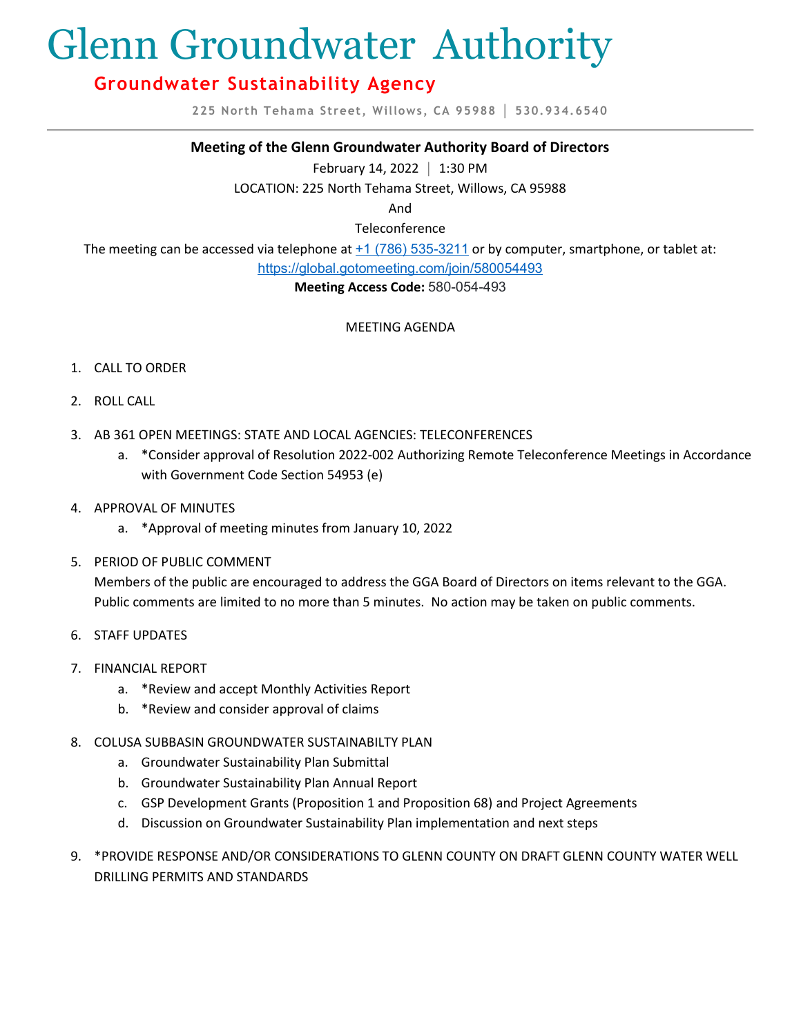# Glenn Groundwater Authority

## Groundwater Sustainability Agency

225 North Tehama Street, Willows, CA 95988 │ 530.934.6540

---

**Meeting of the Glenn Groundwater Authority Board of Directors**

February 14, 2022 │ 1:30 PM

LOCATION: 225 North Tehama Street, Willows, CA 95988

And

Teleconference

The meeting can be accessed via telephone at +1 (786) 535-3211 or by computer, smartphone, or tablet at:

https://global.gotomeeting.com/join/580054493

**Meeting Access Code:** 580-054-493

MEETING AGENDA

1. CALL TO ORDER

2. ROLL CALL

3. AB 361 OPEN MEETINGS: STATE AND LOCAL AGENCIES: TELECONFERENCES
   a. *Consider approval of Resolution 2022-002 Authorizing Remote Teleconference Meetings in Accordance with Government Code Section 54953 (e)

4. APPROVAL OF MINUTES
   a. *Approval of meeting minutes from January 10, 2022

5. PERIOD OF PUBLIC COMMENT
   Members of the public are encouraged to address the GGA Board of Directors on items relevant to the GGA. Public comments are limited to no more than 5 minutes. No action may be taken on public comments.

6. STAFF UPDATES

7. FINANCIAL REPORT
   a. *Review and accept Monthly Activities Report
   b. *Review and consider approval of claims

8. COLUSA SUBBASIN GROUNDWATER SUSTAINABILTY PLAN
   a. Groundwater Sustainability Plan Submittal
   b. Groundwater Sustainability Plan Annual Report
   c. GSP Development Grants (Proposition 1 and Proposition 68) and Project Agreements
   d. Discussion on Groundwater Sustainability Plan implementation and next steps

9. *PROVIDE RESPONSE AND/OR CONSIDERATIONS TO GLENN COUNTY ON DRAFT GLENN COUNTY WATER WELL DRILLING PERMITS AND STANDARDS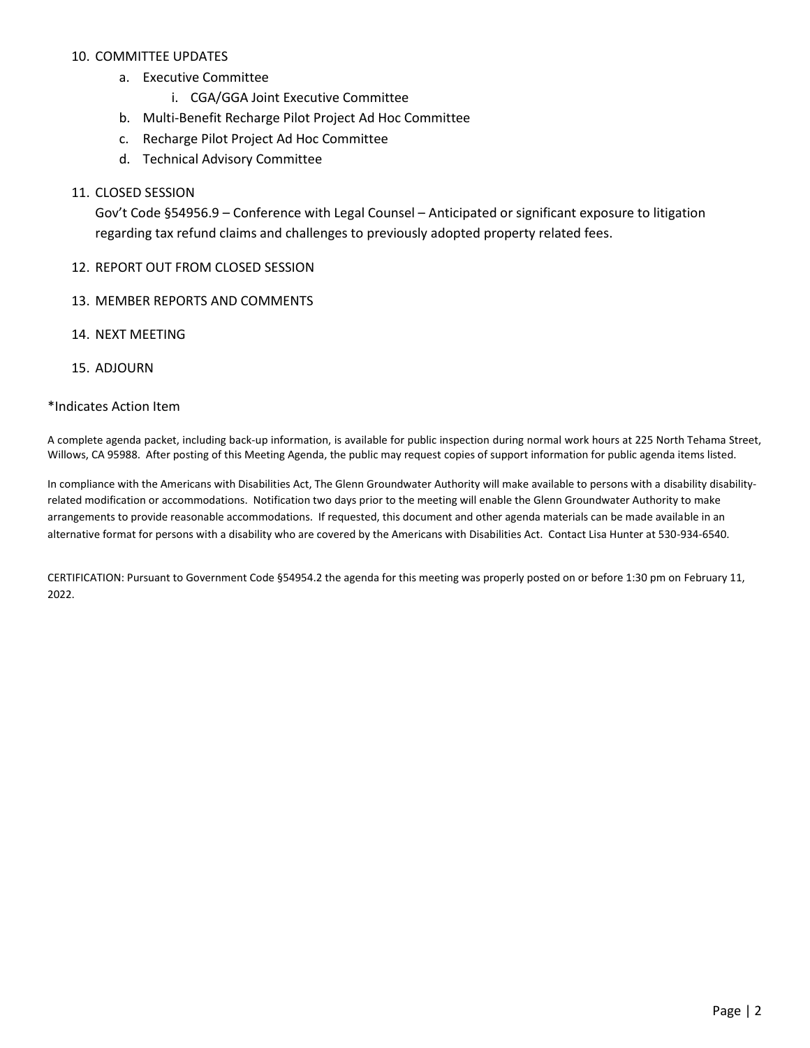10. COMMITTEE UPDATES
    a. Executive Committee
        i. CGA/GGA Joint Executive Committee
    b. Multi-Benefit Recharge Pilot Project Ad Hoc Committee
    c. Recharge Pilot Project Ad Hoc Committee
    d. Technical Advisory Committee

11. CLOSED SESSION
    Gov't Code §54956.9 – Conference with Legal Counsel – Anticipated or significant exposure to litigation regarding tax refund claims and challenges to previously adopted property related fees.

12. REPORT OUT FROM CLOSED SESSION

13. MEMBER REPORTS AND COMMENTS

14. NEXT MEETING

15. ADJOURN

*Indicates Action Item

A complete agenda packet, including back-up information, is available for public inspection during normal work hours at 225 North Tehama Street, Willows, CA 95988. After posting of this Meeting Agenda, the public may request copies of support information for public agenda items listed.

In compliance with the Americans with Disabilities Act, The Glenn Groundwater Authority will make available to persons with a disability disability-related modification or accommodations. Notification two days prior to the meeting will enable the Glenn Groundwater Authority to make arrangements to provide reasonable accommodations. If requested, this document and other agenda materials can be made available in an alternative format for persons with a disability who are covered by the Americans with Disabilities Act. Contact Lisa Hunter at 530-934-6540.

CERTIFICATION: Pursuant to Government Code §54954.2 the agenda for this meeting was properly posted on or before 1:30 pm on February 11, 2022.